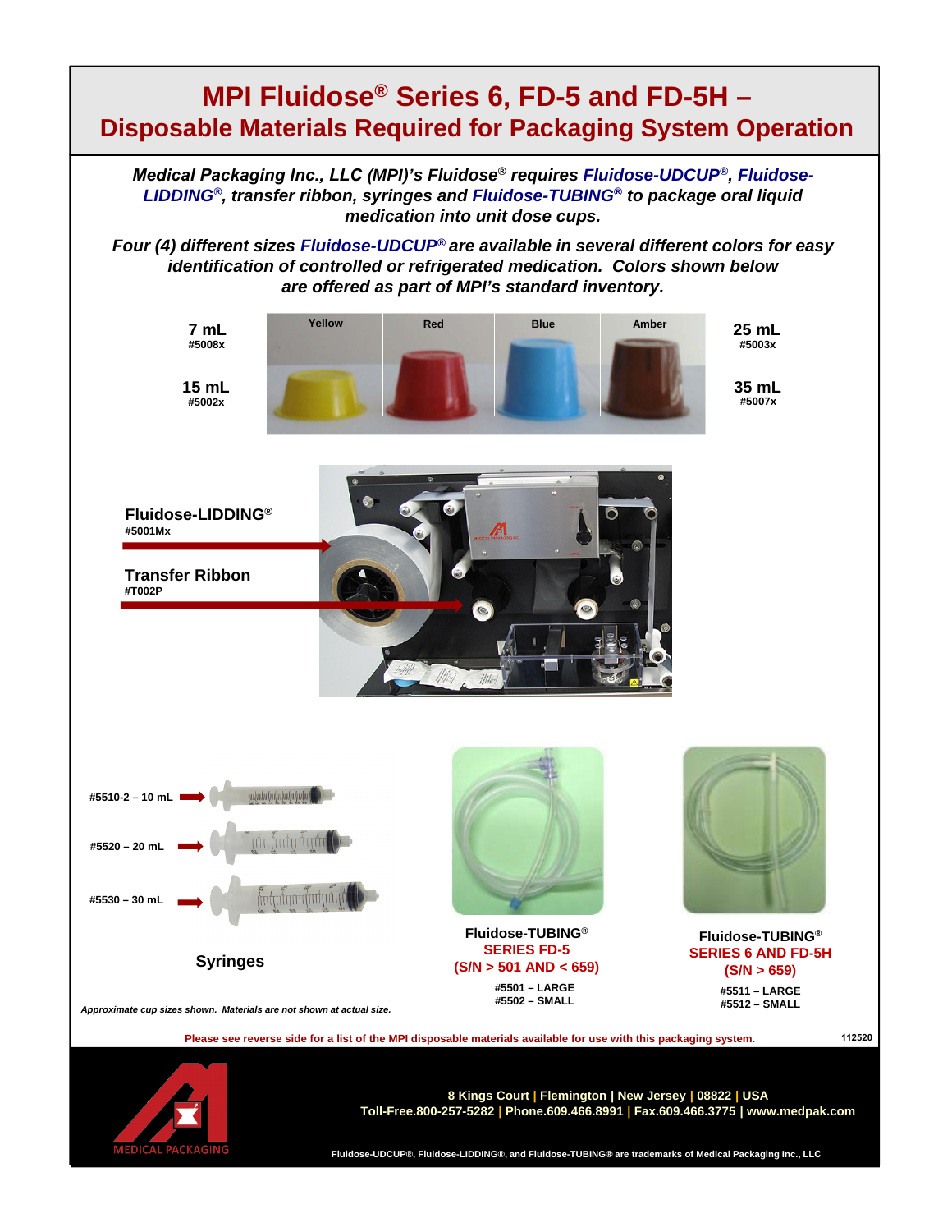# MPI Fluidose® Series 6, FD-5 and FD-5H – Disposable Materials Required for Packaging System Operation

***Medical Packaging Inc., LLC (MPI)'s Fluidose® requires Fluidose-UDCUP®, Fluidose-LIDDING®, transfer ribbon, syringes and Fluidose-TUBING® to package oral liquid medication into unit dose cups.***

***Four (4) different sizes Fluidose-UDCUP® are available in several different colors for easy identification of controlled or refrigerated medication. Colors shown below are offered as part of MPI's standard inventory.***

**7 mL**
**#5008x**

**15 mL**
**#5002x**

Yellow | Red | Blue | Amber

**25 mL**
**#5003x**

**35 mL**
**#5007x**

**Fluidose-LIDDING®**
**#5001Mx**

**Transfer Ribbon**
**#T002P**

**#5510-2 – 10 mL**

**#5520 – 20 mL**

**#5530 – 30 mL**

**Syringes**

**Fluidose-TUBING®**
**SERIES FD-5**
**(S/N > 501 AND < 659)**

**#5501 – LARGE**
**#5502 – SMALL**

**Fluidose-TUBING®**
**SERIES 6 AND FD-5H**
**(S/N > 659)**

**#5511 – LARGE**
**#5512 – SMALL**

***Approximate cup sizes shown. Materials are not shown at actual size.***

**Please see reverse side for a list of the MPI disposable materials available for use with this packaging system.**

**112520**

MEDICAL PACKAGING

**8 Kings Court | Flemington | New Jersey | 08822 | USA**
**Toll-Free.800-257-5282 | Phone.609.466.8991 | Fax.609.466.3775 | www.medpak.com**

**Fluidose-UDCUP®, Fluidose-LIDDING®, and Fluidose-TUBING® are trademarks of Medical Packaging Inc., LLC**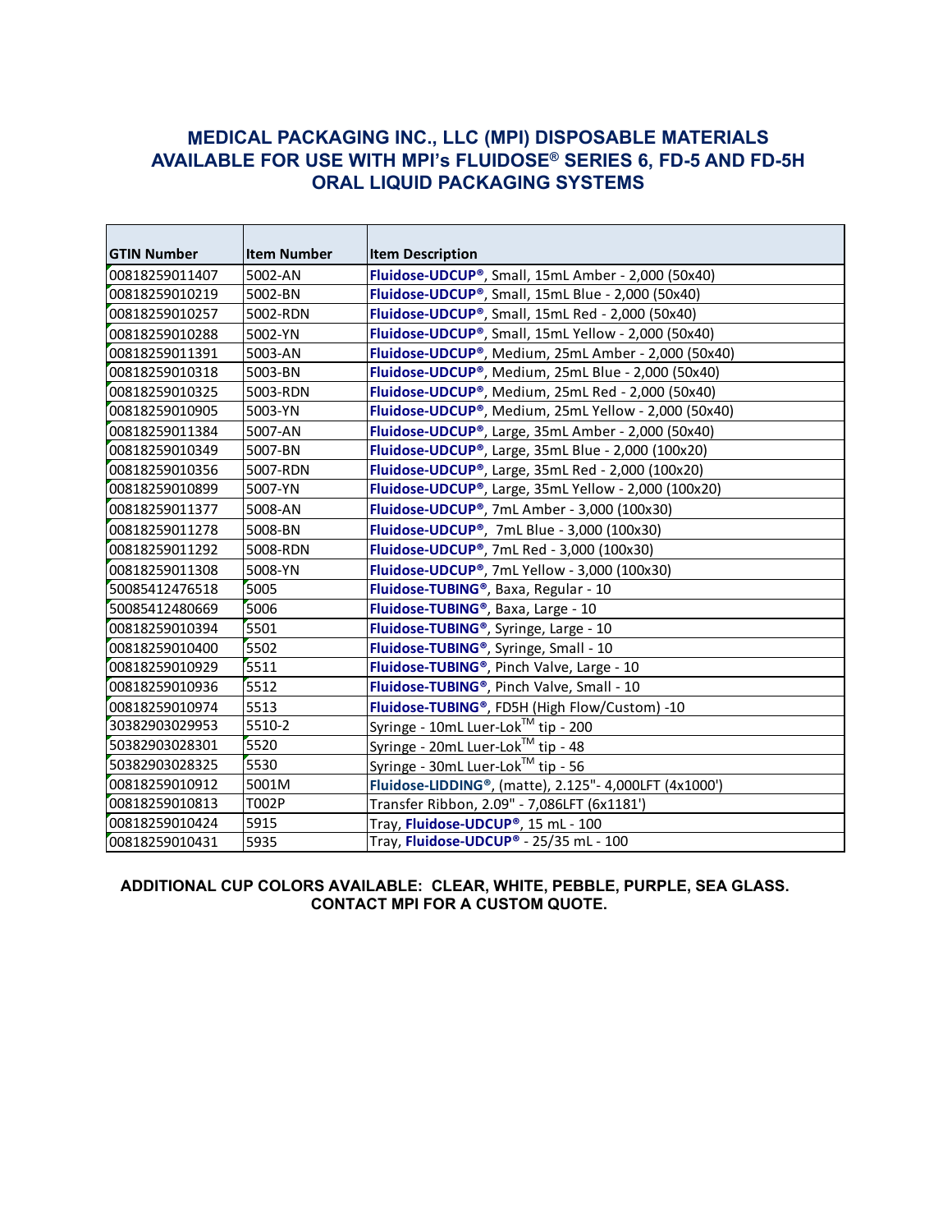# MEDICAL PACKAGING INC., LLC (MPI) DISPOSABLE MATERIALS AVAILABLE FOR USE WITH MPI's FLUIDOSE® SERIES 6, FD-5 AND FD-5H ORAL LIQUID PACKAGING SYSTEMS

| GTIN Number | Item Number | Item Description |
|---|---|---|
| 00818259011407 | 5002-AN | **Fluidose-UDCUP®**, Small, 15mL Amber - 2,000 (50x40) |
| 00818259010219 | 5002-BN | **Fluidose-UDCUP®**, Small, 15mL Blue - 2,000 (50x40) |
| 00818259010257 | 5002-RDN | **Fluidose-UDCUP®**, Small, 15mL Red - 2,000 (50x40) |
| 00818259010288 | 5002-YN | **Fluidose-UDCUP®**, Small, 15mL Yellow - 2,000 (50x40) |
| 00818259011391 | 5003-AN | **Fluidose-UDCUP®**, Medium, 25mL Amber - 2,000 (50x40) |
| 00818259010318 | 5003-BN | **Fluidose-UDCUP®**, Medium, 25mL Blue - 2,000 (50x40) |
| 00818259010325 | 5003-RDN | **Fluidose-UDCUP®**, Medium, 25mL Red - 2,000 (50x40) |
| 00818259010905 | 5003-YN | **Fluidose-UDCUP®**, Medium, 25mL Yellow - 2,000 (50x40) |
| 00818259011384 | 5007-AN | **Fluidose-UDCUP®**, Large, 35mL Amber - 2,000 (50x40) |
| 00818259010349 | 5007-BN | **Fluidose-UDCUP®**, Large, 35mL Blue - 2,000 (100x20) |
| 00818259010356 | 5007-RDN | **Fluidose-UDCUP®**, Large, 35mL Red - 2,000 (100x20) |
| 00818259010899 | 5007-YN | **Fluidose-UDCUP®**, Large, 35mL Yellow - 2,000 (100x20) |
| 00818259011377 | 5008-AN | **Fluidose-UDCUP®**, 7mL Amber - 3,000 (100x30) |
| 00818259011278 | 5008-BN | **Fluidose-UDCUP®**, 7mL Blue - 3,000 (100x30) |
| 00818259011292 | 5008-RDN | **Fluidose-UDCUP®**, 7mL Red - 3,000 (100x30) |
| 00818259011308 | 5008-YN | **Fluidose-UDCUP®**, 7mL Yellow - 3,000 (100x30) |
| 50085412476518 | 5005 | **Fluidose-TUBING®**, Baxa, Regular - 10 |
| 50085412480669 | 5006 | **Fluidose-TUBING®**, Baxa, Large - 10 |
| 00818259010394 | 5501 | **Fluidose-TUBING®**, Syringe, Large - 10 |
| 00818259010400 | 5502 | **Fluidose-TUBING®**, Syringe, Small - 10 |
| 00818259010929 | 5511 | **Fluidose-TUBING®**, Pinch Valve, Large - 10 |
| 00818259010936 | 5512 | **Fluidose-TUBING®**, Pinch Valve, Small - 10 |
| 00818259010974 | 5513 | **Fluidose-TUBING®**, FD5H (High Flow/Custom) -10 |
| 30382903029953 | 5510-2 | Syringe - 10mL Luer-Lok™ tip - 200 |
| 50382903028301 | 5520 | Syringe - 20mL Luer-Lok™ tip - 48 |
| 50382903028325 | 5530 | Syringe - 30mL Luer-Lok™ tip - 56 |
| 00818259010912 | 5001M | **Fluidose-LIDDING®**, (matte), 2.125"- 4,000LFT (4x1000') |
| 00818259010813 | T002P | Transfer Ribbon, 2.09" - 7,086LFT (6x1181') |
| 00818259010424 | 5915 | Tray, **Fluidose-UDCUP®**, 15 mL - 100 |
| 00818259010431 | 5935 | Tray, **Fluidose-UDCUP®** - 25/35 mL - 100 |

**ADDITIONAL CUP COLORS AVAILABLE: CLEAR, WHITE, PEBBLE, PURPLE, SEA GLASS. CONTACT MPI FOR A CUSTOM QUOTE.**